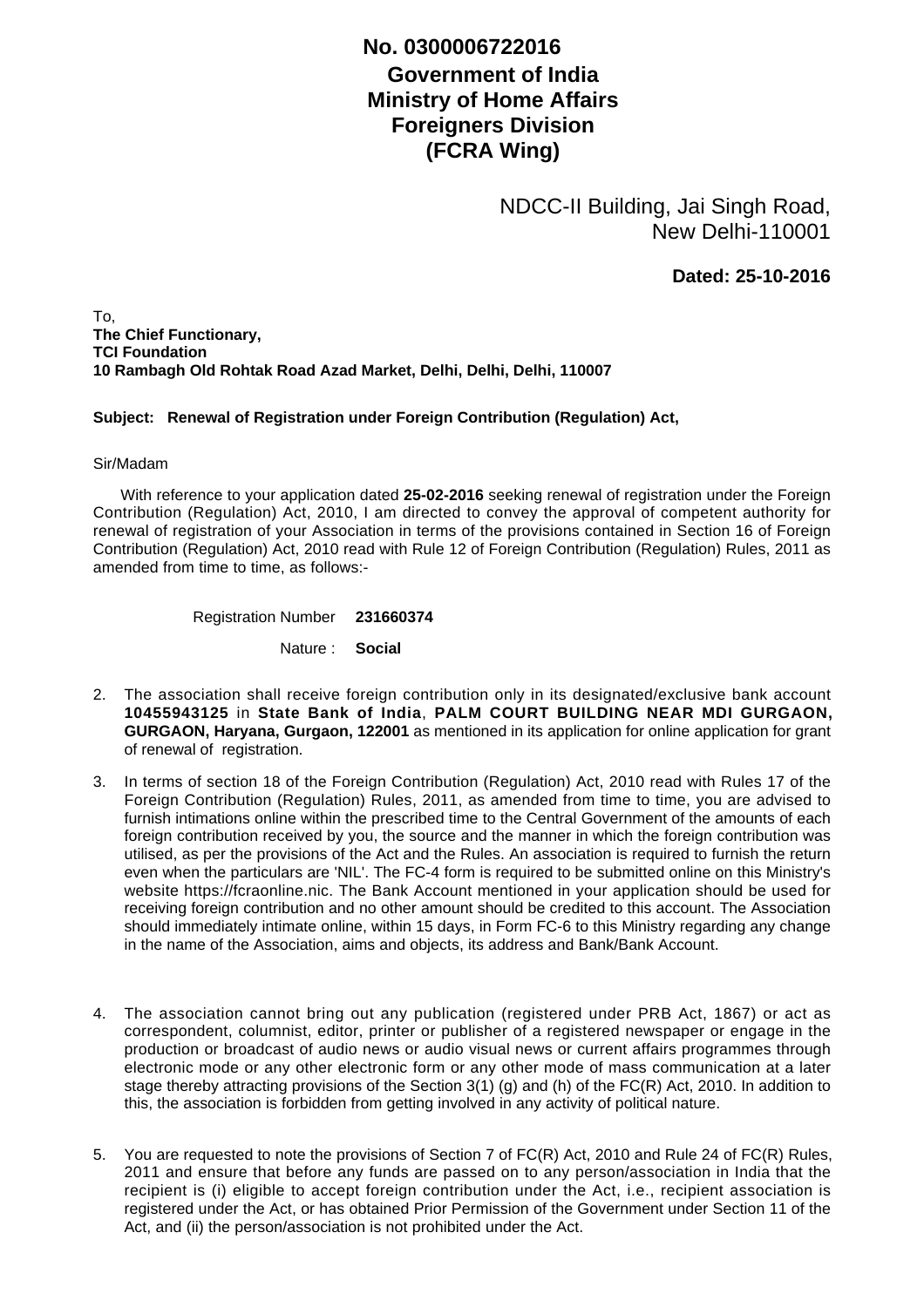**No. 0300006722016**

**Government of India**
**Ministry of Home Affairs**
**Foreigners Division**
**(FCRA Wing)**

NDCC-II Building, Jai Singh Road,
New Delhi-110001

**Dated: 25-10-2016**

To,
**The Chief Functionary,**
**TCI Foundation**
**10 Rambagh Old Rohtak Road Azad Market, Delhi, Delhi, Delhi, 110007**

**Subject: Renewal of Registration under Foreign Contribution (Regulation) Act,**

Sir/Madam

With reference to your application dated **25-02-2016** seeking renewal of registration under the Foreign Contribution (Regulation) Act, 2010, I am directed to convey the approval of competent authority for renewal of registration of your Association in terms of the provisions contained in Section 16 of Foreign Contribution (Regulation) Act, 2010 read with Rule 12 of Foreign Contribution (Regulation) Rules, 2011 as amended from time to time, as follows:-

Registration Number **231660374**

Nature : **Social**

2. The association shall receive foreign contribution only in its designated/exclusive bank account **10455943125** in **State Bank of India**, **PALM COURT BUILDING NEAR MDI GURGAON, GURGAON, Haryana, Gurgaon, 122001** as mentioned in its application for online application for grant of renewal of registration.

3. In terms of section 18 of the Foreign Contribution (Regulation) Act, 2010 read with Rules 17 of the Foreign Contribution (Regulation) Rules, 2011, as amended from time to time, you are advised to furnish intimations online within the prescribed time to the Central Government of the amounts of each foreign contribution received by you, the source and the manner in which the foreign contribution was utilised, as per the provisions of the Act and the Rules. An association is required to furnish the return even when the particulars are 'NIL'. The FC-4 form is required to be submitted online on this Ministry's website https://fcraonline.nic. The Bank Account mentioned in your application should be used for receiving foreign contribution and no other amount should be credited to this account. The Association should immediately intimate online, within 15 days, in Form FC-6 to this Ministry regarding any change in the name of the Association, aims and objects, its address and Bank/Bank Account.

4. The association cannot bring out any publication (registered under PRB Act, 1867) or act as correspondent, columnist, editor, printer or publisher of a registered newspaper or engage in the production or broadcast of audio news or audio visual news or current affairs programmes through electronic mode or any other electronic form or any other mode of mass communication at a later stage thereby attracting provisions of the Section 3(1) (g) and (h) of the FC(R) Act, 2010. In addition to this, the association is forbidden from getting involved in any activity of political nature.

5. You are requested to note the provisions of Section 7 of FC(R) Act, 2010 and Rule 24 of FC(R) Rules, 2011 and ensure that before any funds are passed on to any person/association in India that the recipient is (i) eligible to accept foreign contribution under the Act, i.e., recipient association is registered under the Act, or has obtained Prior Permission of the Government under Section 11 of the Act, and (ii) the person/association is not prohibited under the Act.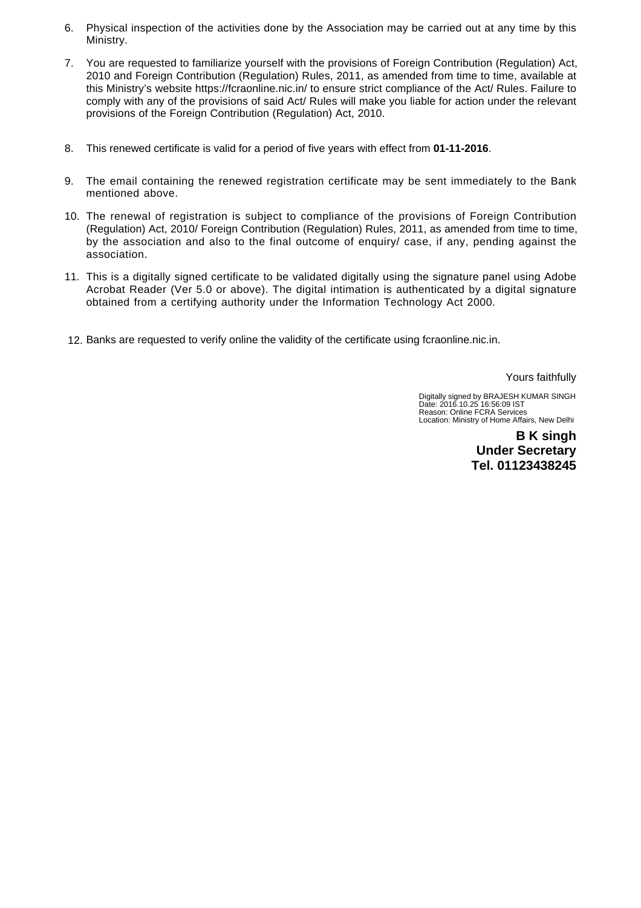6. Physical inspection of the activities done by the Association may be carried out at any time by this Ministry.

7. You are requested to familiarize yourself with the provisions of Foreign Contribution (Regulation) Act, 2010 and Foreign Contribution (Regulation) Rules, 2011, as amended from time to time, available at this Ministry's website https://fcraonline.nic.in/ to ensure strict compliance of the Act/ Rules. Failure to comply with any of the provisions of said Act/ Rules will make you liable for action under the relevant provisions of the Foreign Contribution (Regulation) Act, 2010.

8. This renewed certificate is valid for a period of five years with effect from **01-11-2016**.

9. The email containing the renewed registration certificate may be sent immediately to the Bank mentioned above.

10. The renewal of registration is subject to compliance of the provisions of Foreign Contribution (Regulation) Act, 2010/ Foreign Contribution (Regulation) Rules, 2011, as amended from time to time, by the association and also to the final outcome of enquiry/ case, if any, pending against the association.

11. This is a digitally signed certificate to be validated digitally using the signature panel using Adobe Acrobat Reader (Ver 5.0 or above). The digital intimation is authenticated by a digital signature obtained from a certifying authority under the Information Technology Act 2000.

12. Banks are requested to verify online the validity of the certificate using fcraonline.nic.in.

Yours faithfully

Digitally signed by BRAJESH KUMAR SINGH
Date: 2016.10.25 16:56:09 IST
Reason: Online FCRA Services
Location: Ministry of Home Affairs, New Delhi

**B K singh**
**Under Secretary**
**Tel. 01123438245**